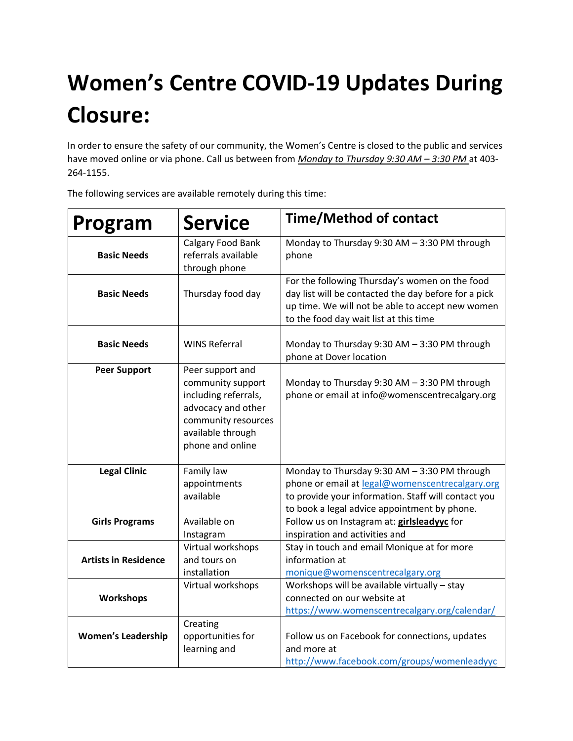# Women's Centre COVID-19 Updates During Closure:

In order to ensure the safety of our community, the Women's Centre is closed to the public and services have moved online or via phone. Call us between from *Monday to Thursday 9:30 AM – 3:30 PM* at 403-264-1155.

The following services are available remotely during this time:

| Program | Service | Time/Method of contact |
|---|---|---|
| **Basic Needs** | Calgary Food Bank referrals available through phone | Monday to Thursday 9:30 AM – 3:30 PM through phone |
| **Basic Needs** | Thursday food day | For the following Thursday's women on the food day list will be contacted the day before for a pick up time. We will not be able to accept new women to the food day wait list at this time |
| **Basic Needs** | WINS Referral | Monday to Thursday 9:30 AM – 3:30 PM through phone at Dover location |
| **Peer Support** | Peer support and community support including referrals, advocacy and other community resources available through phone and online | Monday to Thursday 9:30 AM – 3:30 PM through phone or email at info@womenscentrecalgary.org |
| **Legal Clinic** | Family law appointments available | Monday to Thursday 9:30 AM – 3:30 PM through phone or email at legal@womenscentrecalgary.org to provide your information. Staff will contact you to book a legal advice appointment by phone. |
| **Girls Programs** | Available on Instagram | Follow us on Instagram at: **girlsleadyyc** for inspiration and activities and |
| **Artists in Residence** | Virtual workshops and tours on installation | Stay in touch and email Monique at for more information at monique@womenscentrecalgary.org |
| **Workshops** | Virtual workshops | Workshops will be available virtually – stay connected on our website at https://www.womenscentrecalgary.org/calendar/ |
| **Women's Leadership** | Creating opportunities for learning and | Follow us on Facebook for connections, updates and more at http://www.facebook.com/groups/womenleadyyc |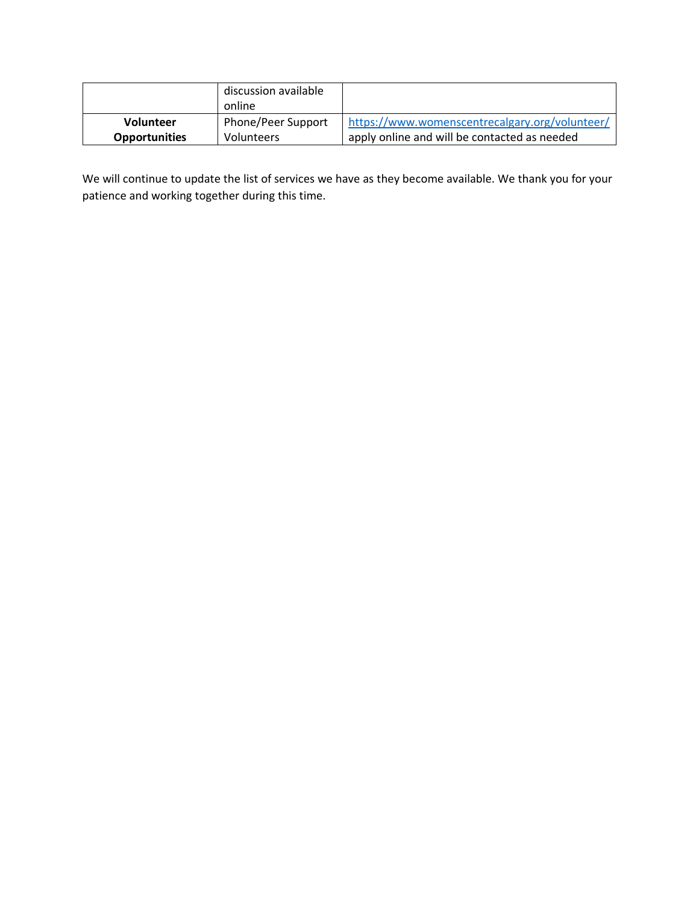| | | |
|---|---|---|
| | discussion available online | |
| **Volunteer Opportunities** | Phone/Peer Support Volunteers | https://www.womenscentrecalgary.org/volunteer/ apply online and will be contacted as needed |

We will continue to update the list of services we have as they become available. We thank you for your patience and working together during this time.